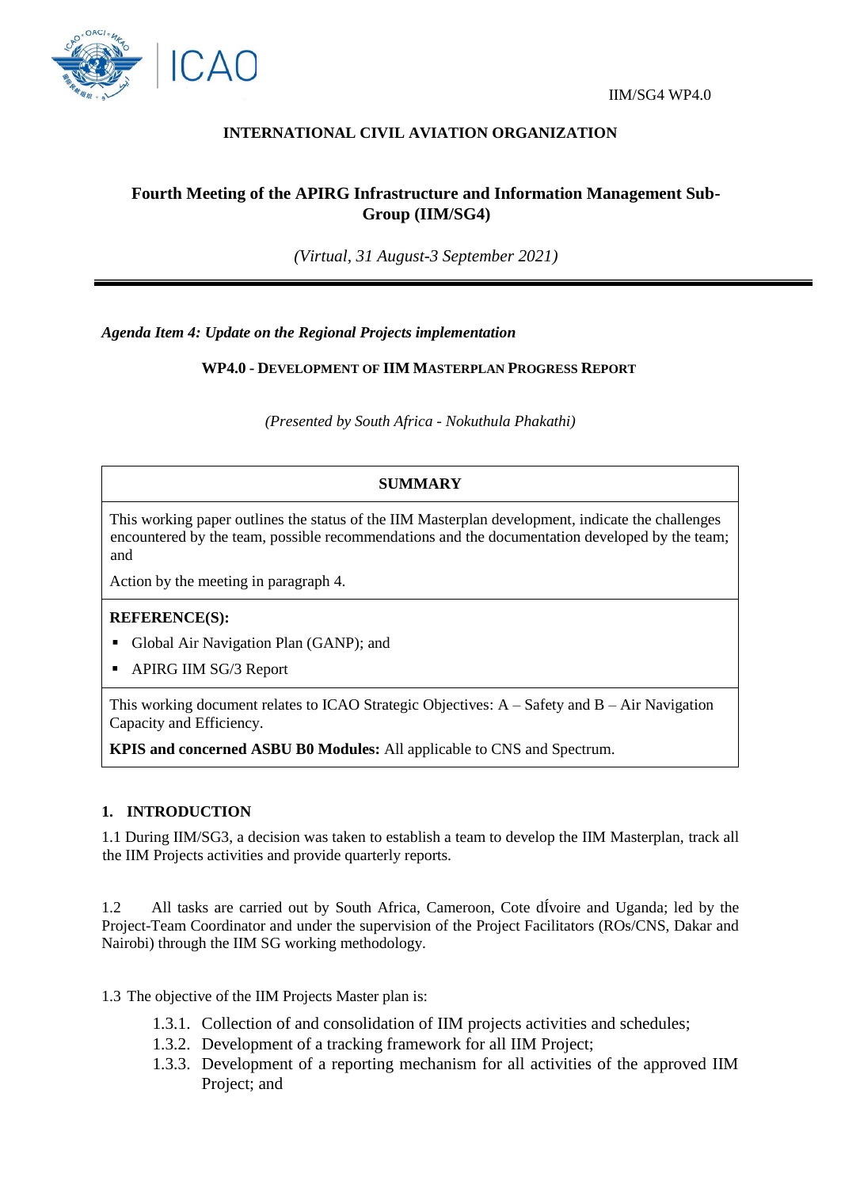IIM/SG4 WP4.0

**INTERNATIONAL CIVIL AVIATION ORGANIZATION**

# Fourth Meeting of the APIRG Infrastructure and Information Management Sub-Group (IIM/SG4)

*(Virtual, 31 August-3 September 2021)*

---

***Agenda Item 4: Update on the Regional Projects implementation***

**WP4.0 - DEVELOPMENT OF IIM MASTERPLAN PROGRESS REPORT**

*(Presented by South Africa - Nokuthula Phakathi)*

| SUMMARY |
|---|
| This working paper outlines the status of the IIM Masterplan development, indicate the challenges encountered by the team, possible recommendations and the documentation developed by the team; and<br><br>Action by the meeting in paragraph 4. |
| **REFERENCE(S):**<br>▪ Global Air Navigation Plan (GANP); and<br>▪ APIRG IIM SG/3 Report |
| This working document relates to ICAO Strategic Objectives: A – Safety and B – Air Navigation Capacity and Efficiency.<br><br>**KPIS and concerned ASBU B0 Modules:** All applicable to CNS and Spectrum. |

## 1. INTRODUCTION

1.1 During IIM/SG3, a decision was taken to establish a team to develop the IIM Masterplan, track all the IIM Projects activities and provide quarterly reports.

1.2 All tasks are carried out by South Africa, Cameroon, Cote dĺvoire and Uganda; led by the Project-Team Coordinator and under the supervision of the Project Facilitators (ROs/CNS, Dakar and Nairobi) through the IIM SG working methodology.

1.3 The objective of the IIM Projects Master plan is:

- 1.3.1. Collection of and consolidation of IIM projects activities and schedules;
- 1.3.2. Development of a tracking framework for all IIM Project;
- 1.3.3. Development of a reporting mechanism for all activities of the approved IIM Project; and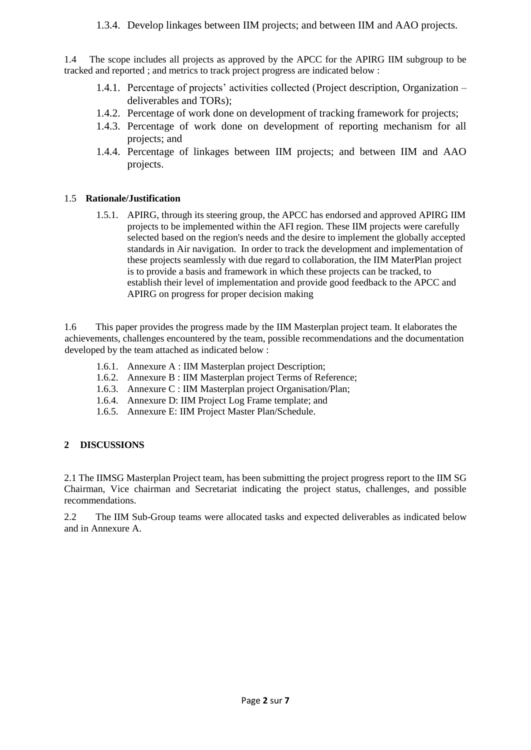1.3.4. Develop linkages between IIM projects; and between IIM and AAO projects.

1.4 The scope includes all projects as approved by the APCC for the APIRG IIM subgroup to be tracked and reported ; and metrics to track project progress are indicated below :

1.4.1. Percentage of projects' activities collected (Project description, Organization – deliverables and TORs);
1.4.2. Percentage of work done on development of tracking framework for projects;
1.4.3. Percentage of work done on development of reporting mechanism for all projects; and
1.4.4. Percentage of linkages between IIM projects; and between IIM and AAO projects.

### 1.5 Rationale/Justification

1.5.1. APIRG, through its steering group, the APCC has endorsed and approved APIRG IIM projects to be implemented within the AFI region. These IIM projects were carefully selected based on the region's needs and the desire to implement the globally accepted standards in Air navigation. In order to track the development and implementation of these projects seamlessly with due regard to collaboration, the IIM MaterPlan project is to provide a basis and framework in which these projects can be tracked, to establish their level of implementation and provide good feedback to the APCC and APIRG on progress for proper decision making

1.6 This paper provides the progress made by the IIM Masterplan project team. It elaborates the achievements, challenges encountered by the team, possible recommendations and the documentation developed by the team attached as indicated below :

1.6.1. Annexure A : IIM Masterplan project Description;
1.6.2. Annexure B : IIM Masterplan project Terms of Reference;
1.6.3. Annexure C : IIM Masterplan project Organisation/Plan;
1.6.4. Annexure D: IIM Project Log Frame template; and
1.6.5. Annexure E: IIM Project Master Plan/Schedule.

## 2 DISCUSSIONS

2.1 The IIMSG Masterplan Project team, has been submitting the project progress report to the IIM SG Chairman, Vice chairman and Secretariat indicating the project status, challenges, and possible recommendations.

2.2 The IIM Sub-Group teams were allocated tasks and expected deliverables as indicated below and in Annexure A.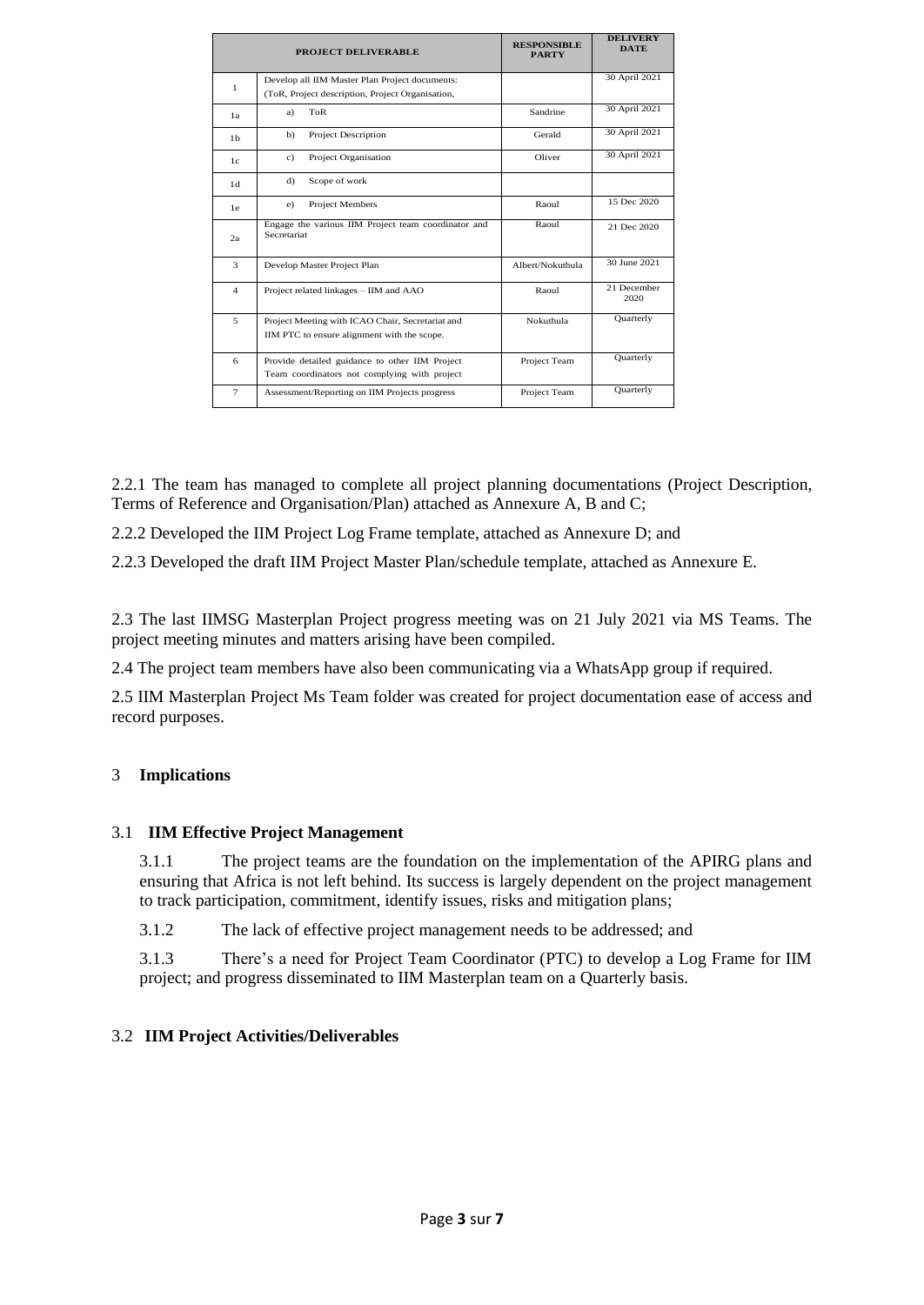| | PROJECT DELIVERABLE | RESPONSIBLE PARTY | DELIVERY DATE |
|---|---|---|---|
| 1 | Develop all IIM Master Plan Project documents: (ToR, Project description, Project Organisation, | | 30 April 2021 |
| 1a | a) ToR | Sandrine | 30 April 2021 |
| 1b | b) Project Description | Gerald | 30 April 2021 |
| 1c | c) Project Organisation | Oliver | 30 April 2021 |
| 1d | d) Scope of work | | |
| 1e | e) Project Members | Raoul | 15 Dec 2020 |
| 2a | Engage the various IIM Project team coordinator and Secretariat | Raoul | 21 Dec 2020 |
| 3 | Develop Master Project Plan | Albert/Nokuthula | 30 June 2021 |
| 4 | Project related linkages – IIM and AAO | Raoul | 21 December 2020 |
| 5 | Project Meeting with ICAO Chair, Secretariat and IIM PTC to ensure alignment with the scope. | Nokuthula | Quarterly |
| 6 | Provide detailed guidance to other IIM Project Team coordinators not complying with project | Project Team | Quarterly |
| 7 | Assessment/Reporting on IIM Projects progress | Project Team | Quarterly |

2.2.1 The team has managed to complete all project planning documentations (Project Description, Terms of Reference and Organisation/Plan) attached as Annexure A, B and C;

2.2.2 Developed the IIM Project Log Frame template, attached as Annexure D; and

2.2.3 Developed the draft IIM Project Master Plan/schedule template, attached as Annexure E.

2.3 The last IIMSG Masterplan Project progress meeting was on 21 July 2021 via MS Teams. The project meeting minutes and matters arising have been compiled.

2.4 The project team members have also been communicating via a WhatsApp group if required.

2.5 IIM Masterplan Project Ms Team folder was created for project documentation ease of access and record purposes.

## 3 Implications

### 3.1 IIM Effective Project Management

3.1.1 The project teams are the foundation on the implementation of the APIRG plans and ensuring that Africa is not left behind. Its success is largely dependent on the project management to track participation, commitment, identify issues, risks and mitigation plans;

3.1.2 The lack of effective project management needs to be addressed; and

3.1.3 There's a need for Project Team Coordinator (PTC) to develop a Log Frame for IIM project; and progress disseminated to IIM Masterplan team on a Quarterly basis.

### 3.2 IIM Project Activities/Deliverables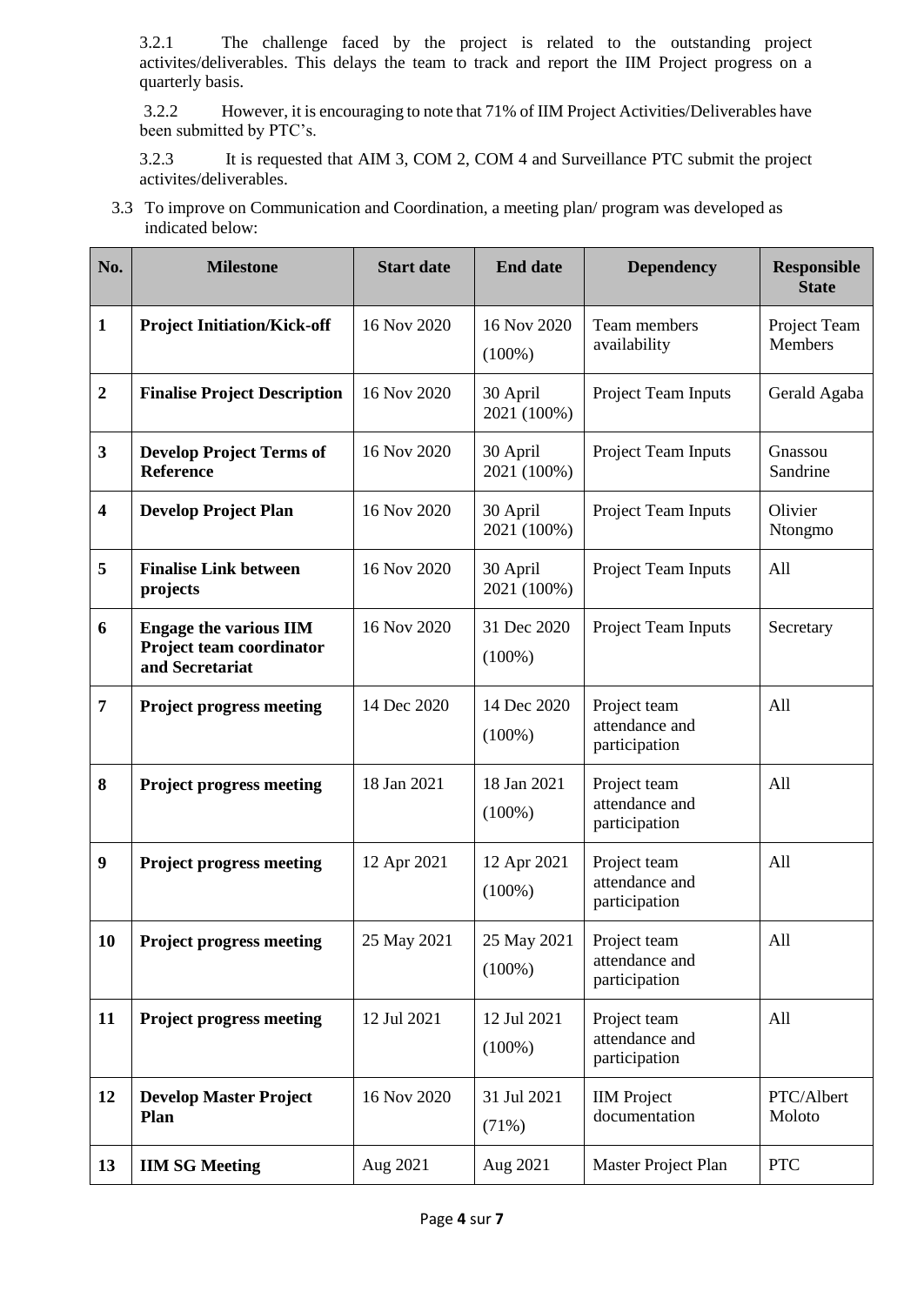3.2.1 The challenge faced by the project is related to the outstanding project activites/deliverables. This delays the team to track and report the IIM Project progress on a quarterly basis.

3.2.2 However, it is encouraging to note that 71% of IIM Project Activities/Deliverables have been submitted by PTC's.

3.2.3 It is requested that AIM 3, COM 2, COM 4 and Surveillance PTC submit the project activites/deliverables.

3.3 To improve on Communication and Coordination, a meeting plan/ program was developed as indicated below:

| No. | Milestone | Start date | End date | Dependency | Responsible State |
|---|---|---|---|---|---|
| **1** | **Project Initiation/Kick-off** | 16 Nov 2020 | 16 Nov 2020 (100%) | Team members availability | Project Team Members |
| **2** | **Finalise Project Description** | 16 Nov 2020 | 30 April 2021 (100%) | Project Team Inputs | Gerald Agaba |
| **3** | **Develop Project Terms of Reference** | 16 Nov 2020 | 30 April 2021 (100%) | Project Team Inputs | Gnassou Sandrine |
| **4** | **Develop Project Plan** | 16 Nov 2020 | 30 April 2021 (100%) | Project Team Inputs | Olivier Ntongmo |
| **5** | **Finalise Link between projects** | 16 Nov 2020 | 30 April 2021 (100%) | Project Team Inputs | All |
| **6** | **Engage the various IIM Project team coordinator and Secretariat** | 16 Nov 2020 | 31 Dec 2020 (100%) | Project Team Inputs | Secretary |
| **7** | **Project progress meeting** | 14 Dec 2020 | 14 Dec 2020 (100%) | Project team attendance and participation | All |
| **8** | **Project progress meeting** | 18 Jan 2021 | 18 Jan 2021 (100%) | Project team attendance and participation | All |
| **9** | **Project progress meeting** | 12 Apr 2021 | 12 Apr 2021 (100%) | Project team attendance and participation | All |
| **10** | **Project progress meeting** | 25 May 2021 | 25 May 2021 (100%) | Project team attendance and participation | All |
| **11** | **Project progress meeting** | 12 Jul 2021 | 12 Jul 2021 (100%) | Project team attendance and participation | All |
| **12** | **Develop Master Project Plan** | 16 Nov 2020 | 31 Jul 2021 (71%) | IIM Project documentation | PTC/Albert Moloto |
| **13** | **IIM SG Meeting** | Aug 2021 | Aug 2021 | Master Project Plan | PTC |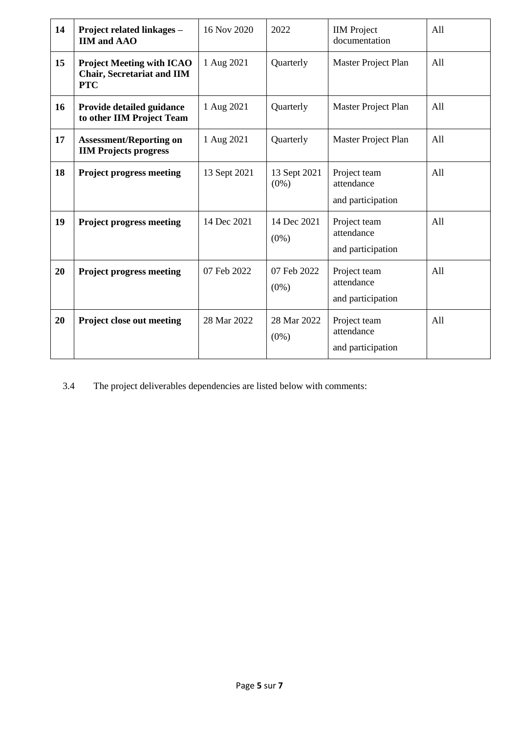| 14 | **Project related linkages – IIM and AAO** | 16 Nov 2020 | 2022 | IIM Project documentation | All |
|---|---|---|---|---|---|
| 15 | **Project Meeting with ICAO Chair, Secretariat and IIM PTC** | 1 Aug 2021 | Quarterly | Master Project Plan | All |
| 16 | **Provide detailed guidance to other IIM Project Team** | 1 Aug 2021 | Quarterly | Master Project Plan | All |
| 17 | **Assessment/Reporting on IIM Projects progress** | 1 Aug 2021 | Quarterly | Master Project Plan | All |
| 18 | **Project progress meeting** | 13 Sept 2021 | 13 Sept 2021 (0%) | Project team attendance and participation | All |
| 19 | **Project progress meeting** | 14 Dec 2021 | 14 Dec 2021 (0%) | Project team attendance and participation | All |
| 20 | **Project progress meeting** | 07 Feb 2022 | 07 Feb 2022 (0%) | Project team attendance and participation | All |
| 20 | **Project close out meeting** | 28 Mar 2022 | 28 Mar 2022 (0%) | Project team attendance and participation | All |

3.4 The project deliverables dependencies are listed below with comments: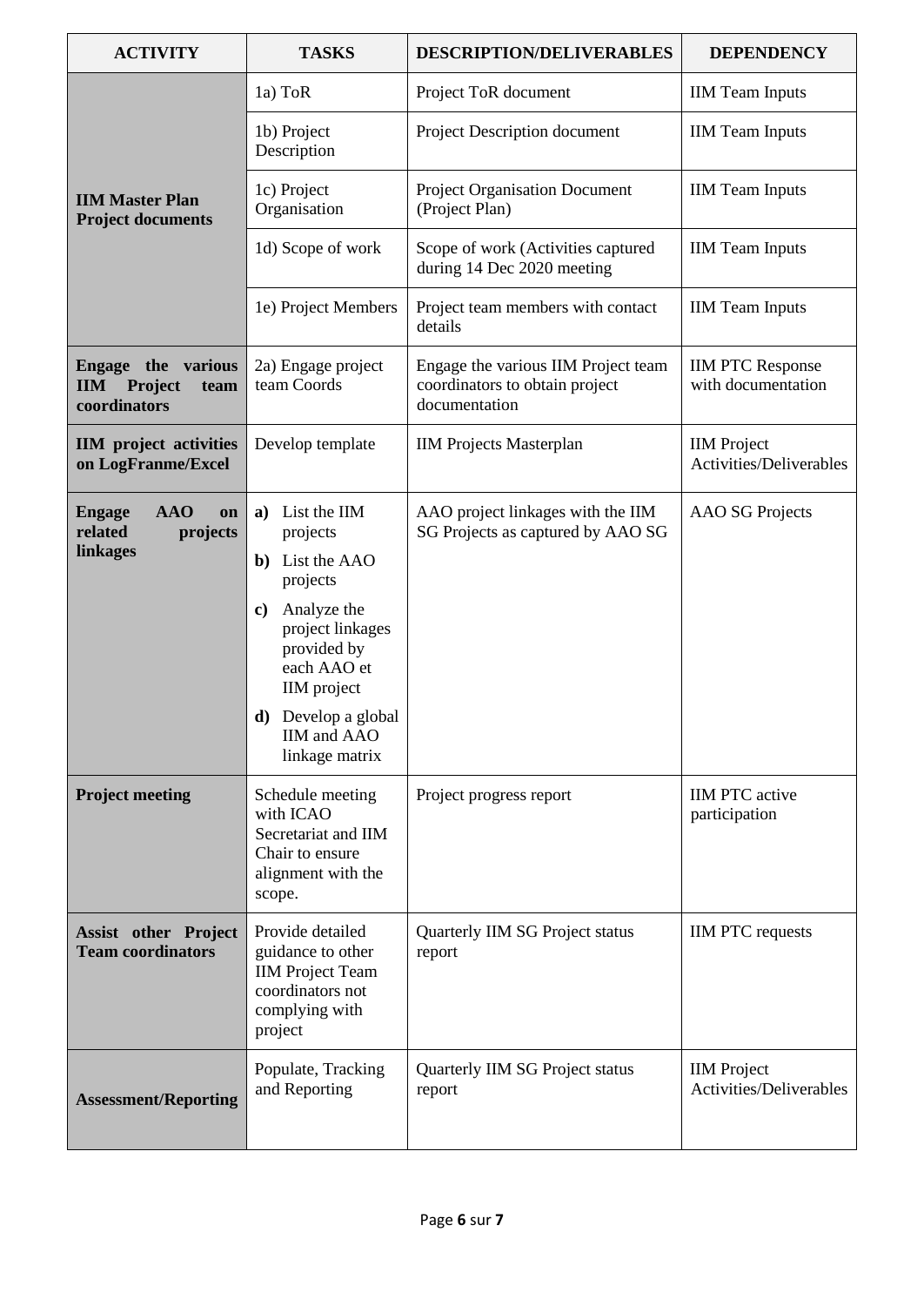| ACTIVITY | TASKS | DESCRIPTION/DELIVERABLES | DEPENDENCY |
|---|---|---|---|
| **IIM Master Plan Project documents** | 1a) ToR | Project ToR document | IIM Team Inputs |
| | 1b) Project Description | Project Description document | IIM Team Inputs |
| | 1c) Project Organisation | Project Organisation Document (Project Plan) | IIM Team Inputs |
| | 1d) Scope of work | Scope of work (Activities captured during 14 Dec 2020 meeting | IIM Team Inputs |
| | 1e) Project Members | Project team members with contact details | IIM Team Inputs |
| **Engage the various IIM Project team coordinators** | 2a) Engage project team Coords | Engage the various IIM Project team coordinators to obtain project documentation | IIM PTC Response with documentation |
| **IIM project activities on LogFranme/Excel** | Develop template | IIM Projects Masterplan | IIM Project Activities/Deliverables |
| **Engage AAO on related projects linkages** | **a)** List the IIM projects<br>**b)** List the AAO projects<br>**c)** Analyze the project linkages provided by each AAO et IIM project<br>**d)** Develop a global IIM and AAO linkage matrix | AAO project linkages with the IIM SG Projects as captured by AAO SG | AAO SG Projects |
| **Project meeting** | Schedule meeting with ICAO Secretariat and IIM Chair to ensure alignment with the scope. | Project progress report | IIM PTC active participation |
| **Assist other Project Team coordinators** | Provide detailed guidance to other IIM Project Team coordinators not complying with project | Quarterly IIM SG Project status report | IIM PTC requests |
| **Assessment/Reporting** | Populate, Tracking and Reporting | Quarterly IIM SG Project status report | IIM Project Activities/Deliverables |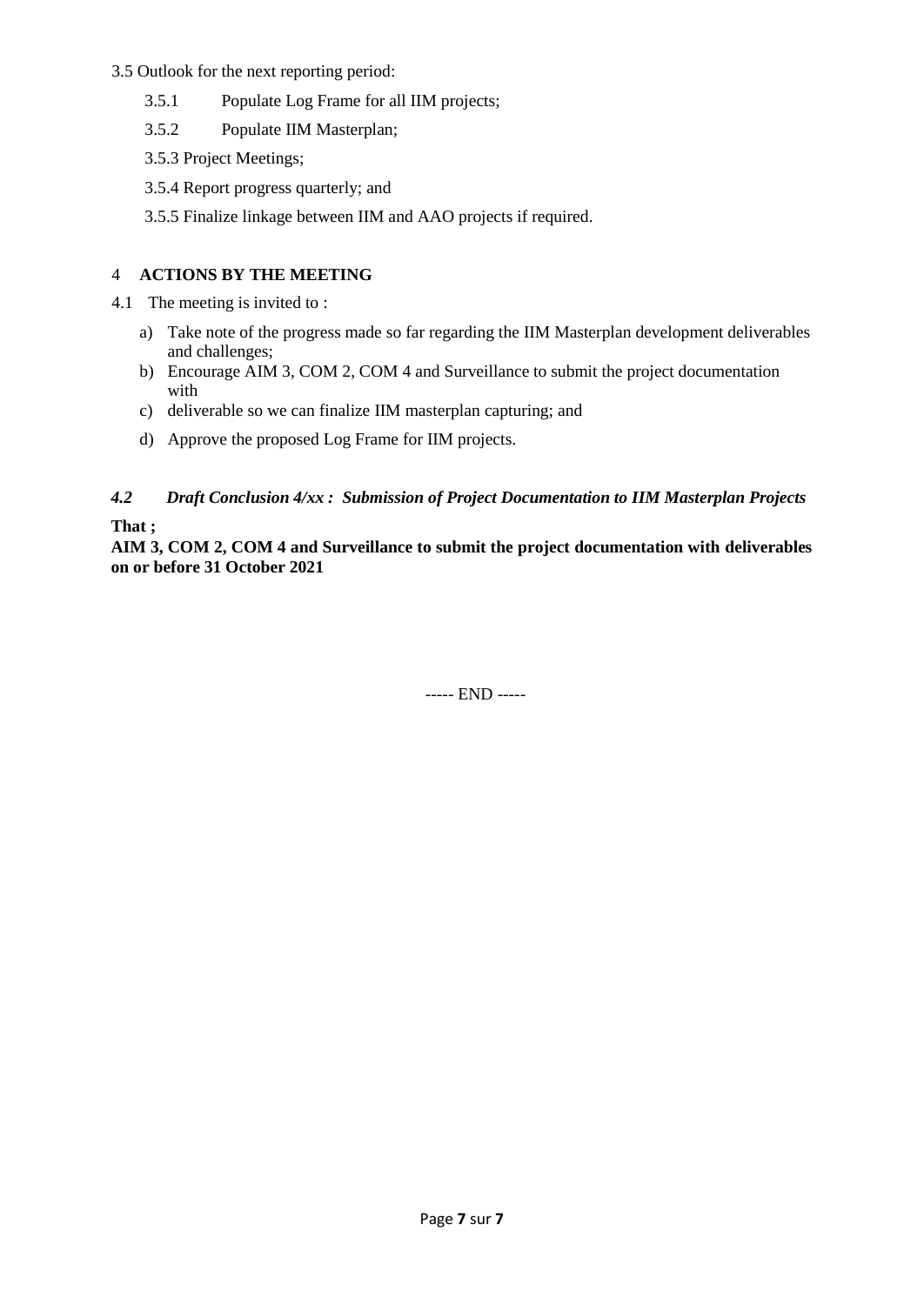3.5 Outlook for the next reporting period:

- 3.5.1 Populate Log Frame for all IIM projects;
- 3.5.2 Populate IIM Masterplan;
- 3.5.3 Project Meetings;
- 3.5.4 Report progress quarterly; and
- 3.5.5 Finalize linkage between IIM and AAO projects if required.

## 4 **ACTIONS BY THE MEETING**

4.1 The meeting is invited to :

a) Take note of the progress made so far regarding the IIM Masterplan development deliverables and challenges;

b) Encourage AIM 3, COM 2, COM 4 and Surveillance to submit the project documentation with

c) deliverable so we can finalize IIM masterplan capturing; and

d) Approve the proposed Log Frame for IIM projects.

### *4.2 Draft Conclusion 4/xx : Submission of Project Documentation to IIM Masterplan Projects*

**That ;**

**AIM 3, COM 2, COM 4 and Surveillance to submit the project documentation with deliverables on or before 31 October 2021**

----- END -----